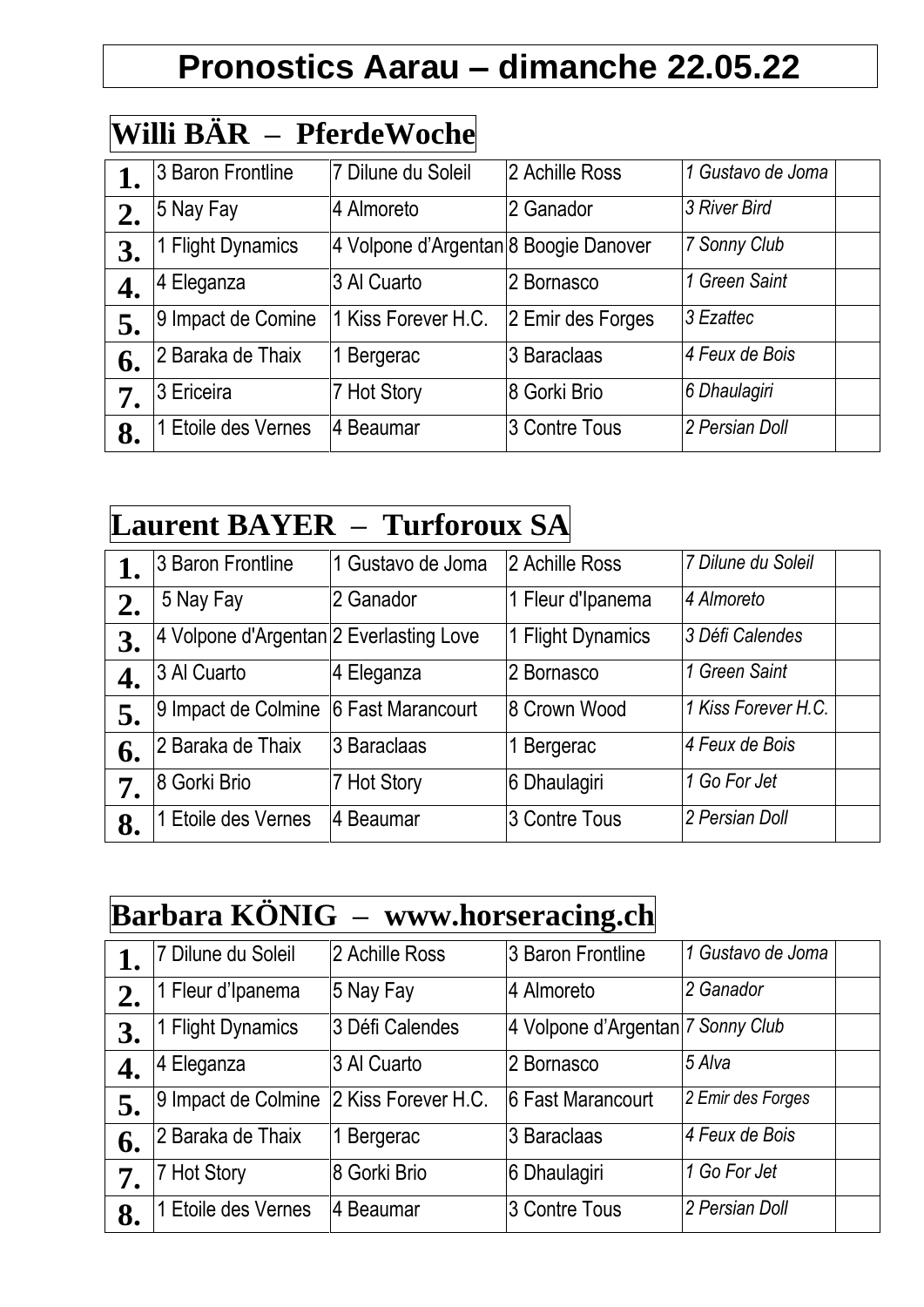# Pronostics Aarau – dimanche 22.05.22

## Willi BÄR – PferdeWoche

| | | | | | |
|---|---|---|---|---|---|
| **1.** | 3 Baron Frontline | 7 Dilune du Soleil | 2 Achille Ross | *1 Gustavo de Joma* | |
| **2.** | 5 Nay Fay | 4 Almoreto | 2 Ganador | *3 River Bird* | |
| **3.** | 1 Flight Dynamics | 4 Volpone d'Argentan | 8 Boogie Danover | *7 Sonny Club* | |
| **4.** | 4 Eleganza | 3 Al Cuarto | 2 Bornasco | *1 Green Saint* | |
| **5.** | 9 Impact de Comine | 1 Kiss Forever H.C. | 2 Emir des Forges | *3 Ezattec* | |
| **6.** | 2 Baraka de Thaix | 1 Bergerac | 3 Baraclaas | *4 Feux de Bois* | |
| **7.** | 3 Ericeira | 7 Hot Story | 8 Gorki Brio | *6 Dhaulagiri* | |
| **8.** | 1 Etoile des Vernes | 4 Beaumar | 3 Contre Tous | *2 Persian Doll* | |

## Laurent BAYER – Turforoux SA

| | | | | | |
|---|---|---|---|---|---|
| **1.** | 3 Baron Frontline | 1 Gustavo de Joma | 2 Achille Ross | *7 Dilune du Soleil* | |
| **2.** | 5 Nay Fay | 2 Ganador | 1 Fleur d'Ipanema | *4 Almoreto* | |
| **3.** | 4 Volpone d'Argentan | 2 Everlasting Love | 1 Flight Dynamics | *3 Défi Calendes* | |
| **4.** | 3 Al Cuarto | 4 Eleganza | 2 Bornasco | *1 Green Saint* | |
| **5.** | 9 Impact de Colmine | 6 Fast Marancourt | 8 Crown Wood | *1 Kiss Forever H.C.* | |
| **6.** | 2 Baraka de Thaix | 3 Baraclaas | 1 Bergerac | *4 Feux de Bois* | |
| **7.** | 8 Gorki Brio | 7 Hot Story | 6 Dhaulagiri | *1 Go For Jet* | |
| **8.** | 1 Etoile des Vernes | 4 Beaumar | 3 Contre Tous | *2 Persian Doll* | |

## Barbara KÖNIG – www.horseracing.ch

| | | | | | |
|---|---|---|---|---|---|
| **1.** | 7 Dilune du Soleil | 2 Achille Ross | 3 Baron Frontline | *1 Gustavo de Joma* | |
| **2.** | 1 Fleur d'Ipanema | 5 Nay Fay | 4 Almoreto | *2 Ganador* | |
| **3.** | 1 Flight Dynamics | 3 Défi Calendes | 4 Volpone d'Argentan | *7 Sonny Club* | |
| **4.** | 4 Eleganza | 3 Al Cuarto | 2 Bornasco | *5 Alva* | |
| **5.** | 9 Impact de Colmine | 2 Kiss Forever H.C. | 6 Fast Marancourt | *2 Emir des Forges* | |
| **6.** | 2 Baraka de Thaix | 1 Bergerac | 3 Baraclaas | *4 Feux de Bois* | |
| **7.** | 7 Hot Story | 8 Gorki Brio | 6 Dhaulagiri | *1 Go For Jet* | |
| **8.** | 1 Etoile des Vernes | 4 Beaumar | 3 Contre Tous | *2 Persian Doll* | |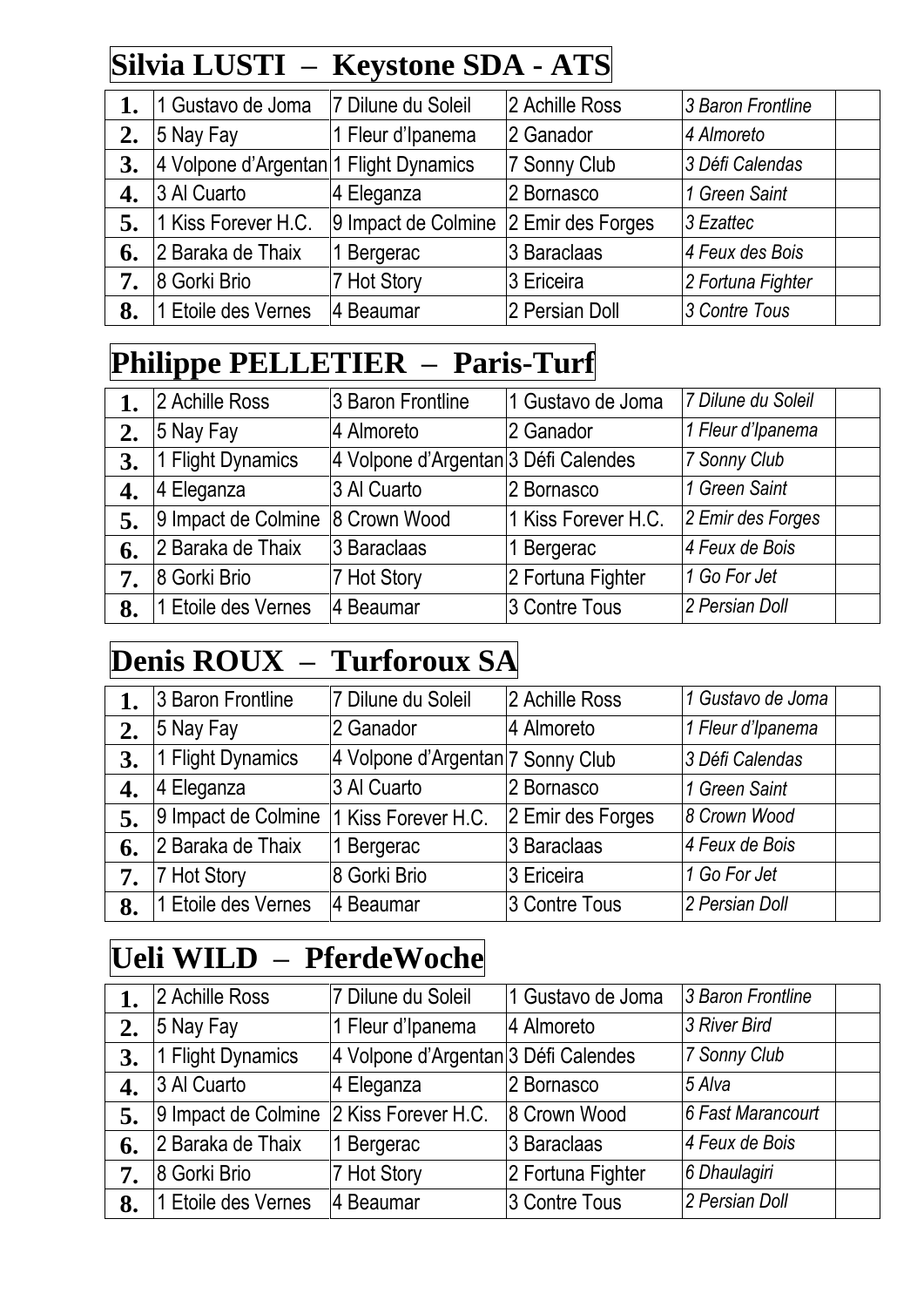## Silvia LUSTI – Keystone SDA - ATS

| | | | | | |
|---|---|---|---|---|---|
| **1.** | 1 Gustavo de Joma | 7 Dilune du Soleil | 2 Achille Ross | *3 Baron Frontline* | |
| **2.** | 5 Nay Fay | 1 Fleur d'Ipanema | 2 Ganador | *4 Almoreto* | |
| **3.** | 4 Volpone d'Argentan | 1 Flight Dynamics | 7 Sonny Club | *3 Défi Calendas* | |
| **4.** | 3 Al Cuarto | 4 Eleganza | 2 Bornasco | *1 Green Saint* | |
| **5.** | 1 Kiss Forever H.C. | 9 Impact de Colmine | 2 Emir des Forges | *3 Ezattec* | |
| **6.** | 2 Baraka de Thaix | 1 Bergerac | 3 Baraclaas | *4 Feux des Bois* | |
| **7.** | 8 Gorki Brio | 7 Hot Story | 3 Ericeira | *2 Fortuna Fighter* | |
| **8.** | 1 Etoile des Vernes | 4 Beaumar | 2 Persian Doll | *3 Contre Tous* | |

## Philippe PELLETIER – Paris-Turf

| | | | | | |
|---|---|---|---|---|---|
| **1.** | 2 Achille Ross | 3 Baron Frontline | 1 Gustavo de Joma | *7 Dilune du Soleil* | |
| **2.** | 5 Nay Fay | 4 Almoreto | 2 Ganador | *1 Fleur d'Ipanema* | |
| **3.** | 1 Flight Dynamics | 4 Volpone d'Argentan | 3 Défi Calendes | *7 Sonny Club* | |
| **4.** | 4 Eleganza | 3 Al Cuarto | 2 Bornasco | *1 Green Saint* | |
| **5.** | 9 Impact de Colmine | 8 Crown Wood | 1 Kiss Forever H.C. | *2 Emir des Forges* | |
| **6.** | 2 Baraka de Thaix | 3 Baraclaas | 1 Bergerac | *4 Feux de Bois* | |
| **7.** | 8 Gorki Brio | 7 Hot Story | 2 Fortuna Fighter | *1 Go For Jet* | |
| **8.** | 1 Etoile des Vernes | 4 Beaumar | 3 Contre Tous | *2 Persian Doll* | |

## Denis ROUX – Turforoux SA

| | | | | | |
|---|---|---|---|---|---|
| **1.** | 3 Baron Frontline | 7 Dilune du Soleil | 2 Achille Ross | *1 Gustavo de Joma* | |
| **2.** | 5 Nay Fay | 2 Ganador | 4 Almoreto | *1 Fleur d'Ipanema* | |
| **3.** | 1 Flight Dynamics | 4 Volpone d'Argentan | 7 Sonny Club | *3 Défi Calendas* | |
| **4.** | 4 Eleganza | 3 Al Cuarto | 2 Bornasco | *1 Green Saint* | |
| **5.** | 9 Impact de Colmine | 1 Kiss Forever H.C. | 2 Emir des Forges | *8 Crown Wood* | |
| **6.** | 2 Baraka de Thaix | 1 Bergerac | 3 Baraclaas | *4 Feux de Bois* | |
| **7.** | 7 Hot Story | 8 Gorki Brio | 3 Ericeira | *1 Go For Jet* | |
| **8.** | 1 Etoile des Vernes | 4 Beaumar | 3 Contre Tous | *2 Persian Doll* | |

## Ueli WILD – PferdeWoche

| | | | | | |
|---|---|---|---|---|---|
| **1.** | 2 Achille Ross | 7 Dilune du Soleil | 1 Gustavo de Joma | *3 Baron Frontline* | |
| **2.** | 5 Nay Fay | 1 Fleur d'Ipanema | 4 Almoreto | *3 River Bird* | |
| **3.** | 1 Flight Dynamics | 4 Volpone d'Argentan | 3 Défi Calendes | *7 Sonny Club* | |
| **4.** | 3 Al Cuarto | 4 Eleganza | 2 Bornasco | *5 Alva* | |
| **5.** | 9 Impact de Colmine | 2 Kiss Forever H.C. | 8 Crown Wood | *6 Fast Marancourt* | |
| **6.** | 2 Baraka de Thaix | 1 Bergerac | 3 Baraclaas | *4 Feux de Bois* | |
| **7.** | 8 Gorki Brio | 7 Hot Story | 2 Fortuna Fighter | *6 Dhaulagiri* | |
| **8.** | 1 Etoile des Vernes | 4 Beaumar | 3 Contre Tous | *2 Persian Doll* | |